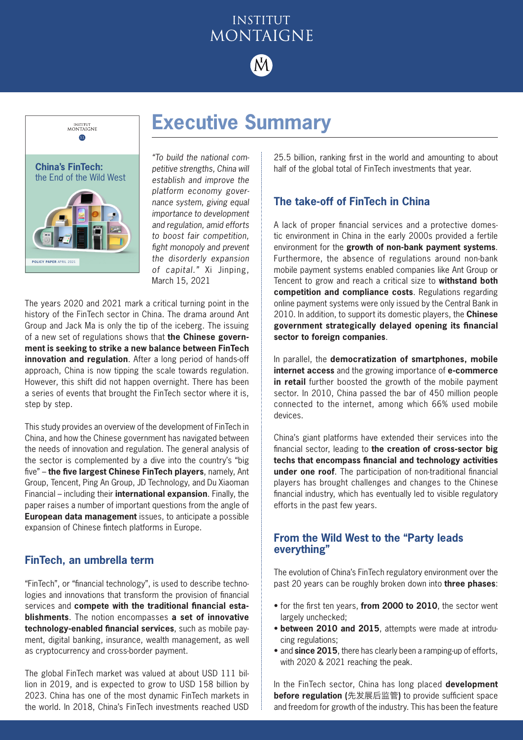# Executive Summary

*"To build the national competitive strengths, China will establish and improve the platform economy governance system, giving equal importance to development and regulation, amid efforts to boost fair competition, fight monopoly and prevent the disorderly expansion of capital."* Xi Jinping, March 15, 2021

The years 2020 and 2021 mark a critical turning point in the history of the FinTech sector in China. The drama around Ant Group and Jack Ma is only the tip of the iceberg. The issuing of a new set of regulations shows that **the Chinese government is seeking to strike a new balance between FinTech innovation and regulation**. After a long period of hands-off approach, China is now tipping the scale towards regulation. However, this shift did not happen overnight. There has been a series of events that brought the FinTech sector where it is, step by step.

This study provides an overview of the development of FinTech in China, and how the Chinese government has navigated between the needs of innovation and regulation. The general analysis of the sector is complemented by a dive into the country's "big five" – **the five largest Chinese FinTech players**, namely, Ant Group, Tencent, Ping An Group, JD Technology, and Du Xiaoman Financial – including their **international expansion**. Finally, the paper raises a number of important questions from the angle of **European data management** issues, to anticipate a possible expansion of Chinese fintech platforms in Europe.

## FinTech, an umbrella term

"FinTech", or "financial technology", is used to describe technologies and innovations that transform the provision of financial services and **compete with the traditional financial establishments**. The notion encompasses **a set of innovative technology-enabled financial services**, such as mobile payment, digital banking, insurance, wealth management, as well as cryptocurrency and cross-border payment.

The global FinTech market was valued at about USD 111 billion in 2019, and is expected to grow to USD 158 billion by 2023. China has one of the most dynamic FinTech markets in the world. In 2018, China's FinTech investments reached USD 25.5 billion, ranking first in the world and amounting to about half of the global total of FinTech investments that year.

## The take-off of FinTech in China

A lack of proper financial services and a protective domestic environment in China in the early 2000s provided a fertile environment for the **growth of non-bank payment systems**. Furthermore, the absence of regulations around non-bank mobile payment systems enabled companies like Ant Group or Tencent to grow and reach a critical size to **withstand both competition and compliance costs**. Regulations regarding online payment systems were only issued by the Central Bank in 2010. In addition, to support its domestic players, the **Chinese government strategically delayed opening its financial sector to foreign companies**.

In parallel, the **democratization of smartphones, mobile internet access** and the growing importance of **e-commerce in retail** further boosted the growth of the mobile payment sector. In 2010, China passed the bar of 450 million people connected to the internet, among which 66% used mobile devices.

China's giant platforms have extended their services into the financial sector, leading to **the creation of cross-sector big techs that encompass financial and technology activities under one roof**. The participation of non-traditional financial players has brought challenges and changes to the Chinese financial industry, which has eventually led to visible regulatory efforts in the past few years.

## From the Wild West to the "Party leads everything"

The evolution of China's FinTech regulatory environment over the past 20 years can be roughly broken down into **three phases**:

- for the first ten years, **from 2000 to 2010**, the sector went largely unchecked;
- **between 2010 and 2015**, attempts were made at introducing regulations;
- and **since 2015**, there has clearly been a ramping-up of efforts, with 2020 & 2021 reaching the peak.

In the FinTech sector, China has long placed **development before regulation (先发展后监管)** to provide sufficient space and freedom for growth of the industry. This has been the feature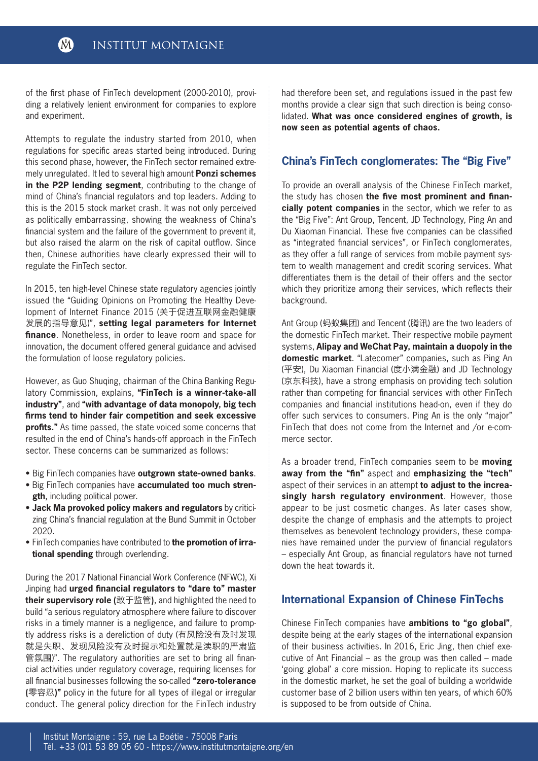of the first phase of FinTech development (2000-2010), providing a relatively lenient environment for companies to explore and experiment.

Attempts to regulate the industry started from 2010, when regulations for specific areas started being introduced. During this second phase, however, the FinTech sector remained extremely unregulated. It led to several high amount **Ponzi schemes in the P2P lending segment**, contributing to the change of mind of China's financial regulators and top leaders. Adding to this is the 2015 stock market crash. It was not only perceived as politically embarrassing, showing the weakness of China's financial system and the failure of the government to prevent it, but also raised the alarm on the risk of capital outflow. Since then, Chinese authorities have clearly expressed their will to regulate the FinTech sector.

In 2015, ten high-level Chinese state regulatory agencies jointly issued the "Guiding Opinions on Promoting the Healthy Development of Internet Finance 2015 (关于促进互联网金融健康发展的指导意见)", **setting legal parameters for Internet finance**. Nonetheless, in order to leave room and space for innovation, the document offered general guidance and advised the formulation of loose regulatory policies.

However, as Guo Shuqing, chairman of the China Banking Regulatory Commission, explains, **"FinTech is a winner-take-all industry"**, and **"with advantage of data monopoly, big tech firms tend to hinder fair competition and seek excessive profits."** As time passed, the state voiced some concerns that resulted in the end of China's hands-off approach in the FinTech sector. These concerns can be summarized as follows:

- Big FinTech companies have **outgrown state-owned banks**.
- Big FinTech companies have **accumulated too much strength**, including political power.
- **Jack Ma provoked policy makers and regulators** by criticizing China's financial regulation at the Bund Summit in October 2020.
- FinTech companies have contributed to **the promotion of irrational spending** through overlending.

During the 2017 National Financial Work Conference (NFWC), Xi Jinping had **urged financial regulators to "dare to" master their supervisory role (**敢于监管**)**, and highlighted the need to build "a serious regulatory atmosphere where failure to discover risks in a timely manner is a negligence, and failure to promptly address risks is a dereliction of duty (有风险没有及时发现就是失职、发现风险没有及时提示和处置就是渎职的严肃监管氛围)". The regulatory authorities are set to bring all financial activities under regulatory coverage, requiring licenses for all financial businesses following the so-called **"zero-tolerance (**零容忍**)"** policy in the future for all types of illegal or irregular conduct. The general policy direction for the FinTech industry had therefore been set, and regulations issued in the past few months provide a clear sign that such direction is being consolidated. **What was once considered engines of growth, is now seen as potential agents of chaos.**

## China's FinTech conglomerates: The "Big Five"

To provide an overall analysis of the Chinese FinTech market, the study has chosen **the five most prominent and financially potent companies** in the sector, which we refer to as the "Big Five": Ant Group, Tencent, JD Technology, Ping An and Du Xiaoman Financial. These five companies can be classified as "integrated financial services", or FinTech conglomerates, as they offer a full range of services from mobile payment system to wealth management and credit scoring services. What differentiates them is the detail of their offers and the sector which they prioritize among their services, which reflects their background.

Ant Group (蚂蚁集团) and Tencent (腾讯) are the two leaders of the domestic FinTech market. Their respective mobile payment systems, **Alipay and WeChat Pay, maintain a duopoly in the domestic market**. "Latecomer" companies, such as Ping An (平安), Du Xiaoman Financial (度小满金融) and JD Technology (京东科技), have a strong emphasis on providing tech solution rather than competing for financial services with other FinTech companies and financial institutions head-on, even if they do offer such services to consumers. Ping An is the only "major" FinTech that does not come from the Internet and /or e-commerce sector.

As a broader trend, FinTech companies seem to be **moving away from the "fin"** aspect and **emphasizing the "tech"** aspect of their services in an attempt **to adjust to the increasingly harsh regulatory environment**. However, those appear to be just cosmetic changes. As later cases show, despite the change of emphasis and the attempts to project themselves as benevolent technology providers, these companies have remained under the purview of financial regulators – especially Ant Group, as financial regulators have not turned down the heat towards it.

## International Expansion of Chinese FinTechs

Chinese FinTech companies have **ambitions to "go global"**, despite being at the early stages of the international expansion of their business activities. In 2016, Eric Jing, then chief executive of Ant Financial – as the group was then called – made 'going global' a core mission. Hoping to replicate its success in the domestic market, he set the goal of building a worldwide customer base of 2 billion users within ten years, of which 60% is supposed to be from outside of China.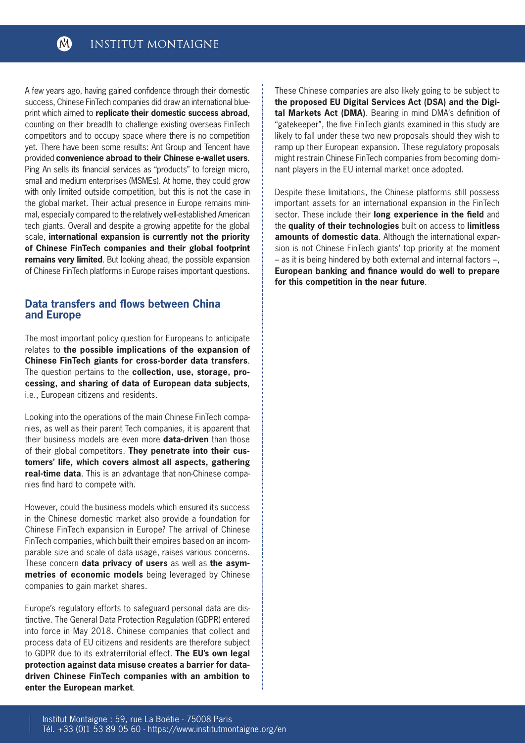A few years ago, having gained confidence through their domestic success, Chinese FinTech companies did draw an international blueprint which aimed to **replicate their domestic success abroad**, counting on their breadth to challenge existing overseas FinTech competitors and to occupy space where there is no competition yet. There have been some results: Ant Group and Tencent have provided **convenience abroad to their Chinese e-wallet users**. Ping An sells its financial services as "products" to foreign micro, small and medium enterprises (MSMEs). At home, they could grow with only limited outside competition, but this is not the case in the global market. Their actual presence in Europe remains minimal, especially compared to the relatively well-established American tech giants. Overall and despite a growing appetite for the global scale, **international expansion is currently not the priority of Chinese FinTech companies and their global footprint remains very limited**. But looking ahead, the possible expansion of Chinese FinTech platforms in Europe raises important questions.

## Data transfers and flows between China and Europe

The most important policy question for Europeans to anticipate relates to **the possible implications of the expansion of Chinese FinTech giants for cross-border data transfers**. The question pertains to the **collection, use, storage, processing, and sharing of data of European data subjects**, i.e., European citizens and residents.

Looking into the operations of the main Chinese FinTech companies, as well as their parent Tech companies, it is apparent that their business models are even more **data-driven** than those of their global competitors. **They penetrate into their customers' life, which covers almost all aspects, gathering real-time data**. This is an advantage that non-Chinese companies find hard to compete with.

However, could the business models which ensured its success in the Chinese domestic market also provide a foundation for Chinese FinTech expansion in Europe? The arrival of Chinese FinTech companies, which built their empires based on an incomparable size and scale of data usage, raises various concerns. These concern **data privacy of users** as well as **the asymmetries of economic models** being leveraged by Chinese companies to gain market shares.

Europe's regulatory efforts to safeguard personal data are distinctive. The General Data Protection Regulation (GDPR) entered into force in May 2018. Chinese companies that collect and process data of EU citizens and residents are therefore subject to GDPR due to its extraterritorial effect. **The EU's own legal protection against data misuse creates a barrier for data-driven Chinese FinTech companies with an ambition to enter the European market**.

These Chinese companies are also likely going to be subject to **the proposed EU Digital Services Act (DSA) and the Digital Markets Act (DMA)**. Bearing in mind DMA's definition of "gatekeeper", the five FinTech giants examined in this study are likely to fall under these two new proposals should they wish to ramp up their European expansion. These regulatory proposals might restrain Chinese FinTech companies from becoming dominant players in the EU internal market once adopted.

Despite these limitations, the Chinese platforms still possess important assets for an international expansion in the FinTech sector. These include their **long experience in the field** and the **quality of their technologies** built on access to **limitless amounts of domestic data**. Although the international expansion is not Chinese FinTech giants' top priority at the moment – as it is being hindered by both external and internal factors –, **European banking and finance would do well to prepare for this competition in the near future**.